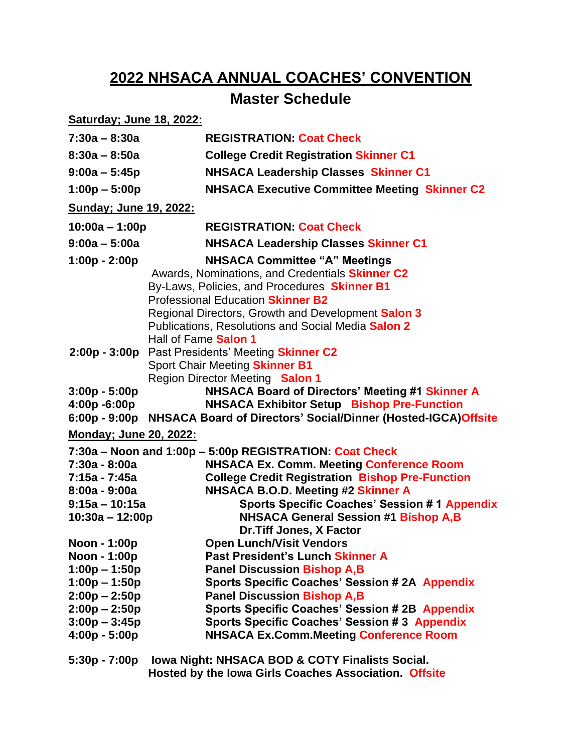# 2022 NHSACA ANNUAL COACHES' CONVENTION

## Master Schedule

**Saturday; June 18, 2022:**

**7:30a – 8:30a** **REGISTRATION: Coat Check**

**8:30a – 8:50a** **College Credit Registration Skinner C1**

**9:00a – 5:45p** **NHSACA Leadership Classes Skinner C1**

**1:00p – 5:00p** **NHSACA Executive Committee Meeting Skinner C2**

**Sunday; June 19, 2022:**

**10:00a – 1:00p** **REGISTRATION: Coat Check**

**9:00a – 5:00a** **NHSACA Leadership Classes Skinner C1**

**1:00p - 2:00p** **NHSACA Committee "A" Meetings**

Awards, Nominations, and Credentials **Skinner C2**
By-Laws, Policies, and Procedures **Skinner B1**
Professional Education **Skinner B2**
Regional Directors, Growth and Development **Salon 3**
Publications, Resolutions and Social Media **Salon 2**
Hall of Fame **Salon 1**

**2:00p - 3:00p** Past Presidents' Meeting **Skinner C2**
Sport Chair Meeting **Skinner B1**
Region Director Meeting **Salon 1**

**3:00p - 5:00p** **NHSACA Board of Directors' Meeting #1 Skinner A**

**4:00p -6:00p** **NHSACA Exhibitor Setup Bishop Pre-Function**

**6:00p - 9:00p** **NHSACA Board of Directors' Social/Dinner (Hosted-IGCA)Offsite**

**Monday; June 20, 2022:**

**7:30a – Noon and 1:00p – 5:00p REGISTRATION: Coat Check**

**7:30a - 8:00a** **NHSACA Ex. Comm. Meeting Conference Room**

**7:15a - 7:45a** **College Credit Registration Bishop Pre-Function**

**8:00a - 9:00a** **NHSACA B.O.D. Meeting #2 Skinner A**

**9:15a – 10:15a** **Sports Specific Coaches' Session # 1 Appendix**

**10:30a – 12:00p** **NHSACA General Session #1 Bishop A,B**
**Dr.Tiff Jones, X Factor**

**Noon - 1:00p** **Open Lunch/Visit Vendors**

**Noon - 1:00p** **Past President's Lunch Skinner A**

**1:00p – 1:50p** **Panel Discussion Bishop A,B**

**1:00p – 1:50p** **Sports Specific Coaches' Session # 2A Appendix**

**2:00p – 2:50p** **Panel Discussion Bishop A,B**

**2:00p – 2:50p** **Sports Specific Coaches' Session # 2B Appendix**

**3:00p – 3:45p** **Sports Specific Coaches' Session # 3 Appendix**

**4:00p - 5:00p** **NHSACA Ex.Comm.Meeting Conference Room**

**5:30p - 7:00p** **Iowa Night: NHSACA BOD & COTY Finalists Social.**
**Hosted by the Iowa Girls Coaches Association. Offsite**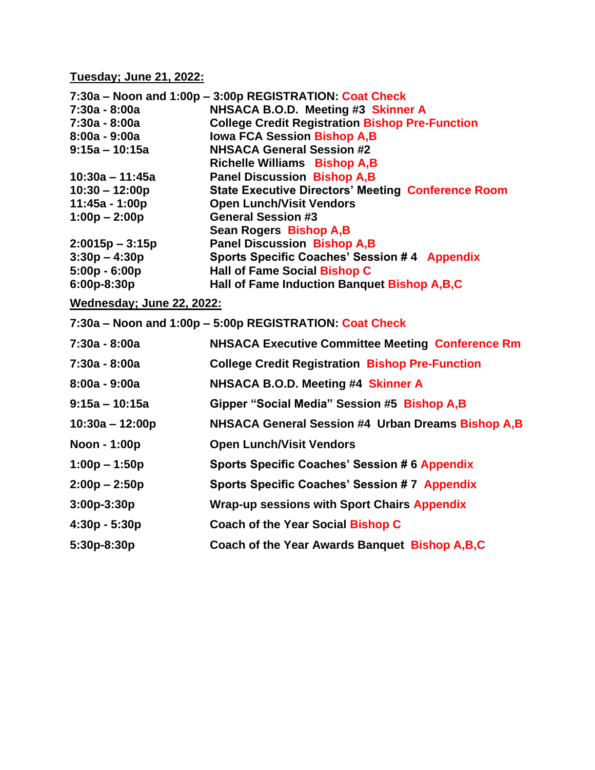**Tuesday; June 21, 2022:**

**7:30a – Noon and 1:00p – 3:00p REGISTRATION: Coat Check**

| | |
|---|---|
| **7:30a - 8:00a** | **NHSACA B.O.D. Meeting #3 Skinner A** |
| **7:30a - 8:00a** | **College Credit Registration Bishop Pre-Function** |
| **8:00a - 9:00a** | **Iowa FCA Session Bishop A,B** |
| **9:15a – 10:15a** | **NHSACA General Session #2**<br>**Richelle Williams Bishop A,B** |
| **10:30a – 11:45a** | **Panel Discussion Bishop A,B** |
| **10:30 – 12:00p** | **State Executive Directors' Meeting Conference Room** |
| **11:45a - 1:00p** | **Open Lunch/Visit Vendors** |
| **1:00p – 2:00p** | **General Session #3**<br>**Sean Rogers Bishop A,B** |
| **2:0015p – 3:15p** | **Panel Discussion Bishop A,B** |
| **3:30p – 4:30p** | **Sports Specific Coaches' Session # 4 Appendix** |
| **5:00p - 6:00p** | **Hall of Fame Social Bishop C** |
| **6:00p-8:30p** | **Hall of Fame Induction Banquet Bishop A,B,C** |

**Wednesday; June 22, 2022:**

**7:30a – Noon and 1:00p – 5:00p REGISTRATION: Coat Check**

| | |
|---|---|
| **7:30a - 8:00a** | **NHSACA Executive Committee Meeting Conference Rm** |
| **7:30a - 8:00a** | **College Credit Registration Bishop Pre-Function** |
| **8:00a - 9:00a** | **NHSACA B.O.D. Meeting #4 Skinner A** |
| **9:15a – 10:15a** | **Gipper "Social Media" Session #5 Bishop A,B** |
| **10:30a – 12:00p** | **NHSACA General Session #4 Urban Dreams Bishop A,B** |
| **Noon - 1:00p** | **Open Lunch/Visit Vendors** |
| **1:00p – 1:50p** | **Sports Specific Coaches' Session # 6 Appendix** |
| **2:00p – 2:50p** | **Sports Specific Coaches' Session # 7 Appendix** |
| **3:00p-3:30p** | **Wrap-up sessions with Sport Chairs Appendix** |
| **4:30p - 5:30p** | **Coach of the Year Social Bishop C** |
| **5:30p-8:30p** | **Coach of the Year Awards Banquet Bishop A,B,C** |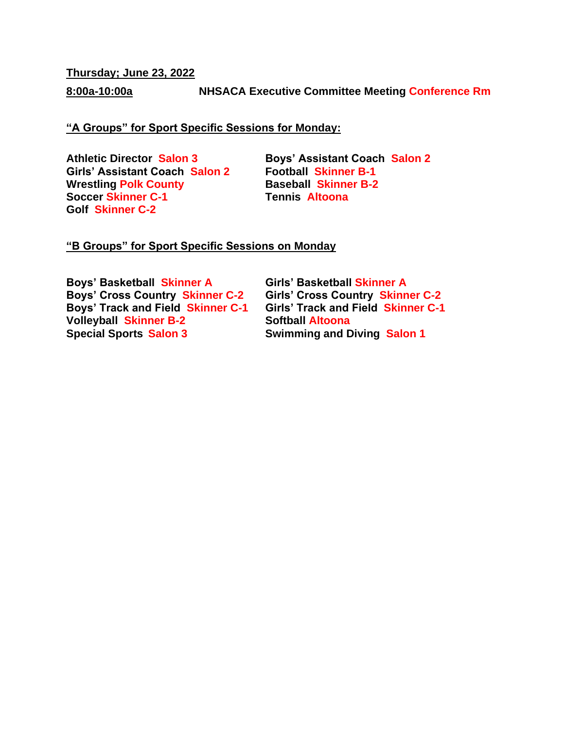**Thursday; June 23, 2022**

**8:00a-10:00a** **NHSACA Executive Committee Meeting Conference Rm**

**"A Groups" for Sport Specific Sessions for Monday:**

**Athletic Director Salon 3**
**Girls' Assistant Coach Salon 2**
**Wrestling Polk County**
**Soccer Skinner C-1**
**Golf Skinner C-2**
**Boys' Assistant Coach Salon 2**
**Football Skinner B-1**
**Baseball Skinner B-2**
**Tennis Altoona**

**"B Groups" for Sport Specific Sessions on Monday**

**Boys' Basketball Skinner A**
**Boys' Cross Country Skinner C-2**
**Boys' Track and Field Skinner C-1**
**Volleyball Skinner B-2**
**Special Sports Salon 3**
**Girls' Basketball Skinner A**
**Girls' Cross Country Skinner C-2**
**Girls' Track and Field Skinner C-1**
**Softball Altoona**
**Swimming and Diving Salon 1**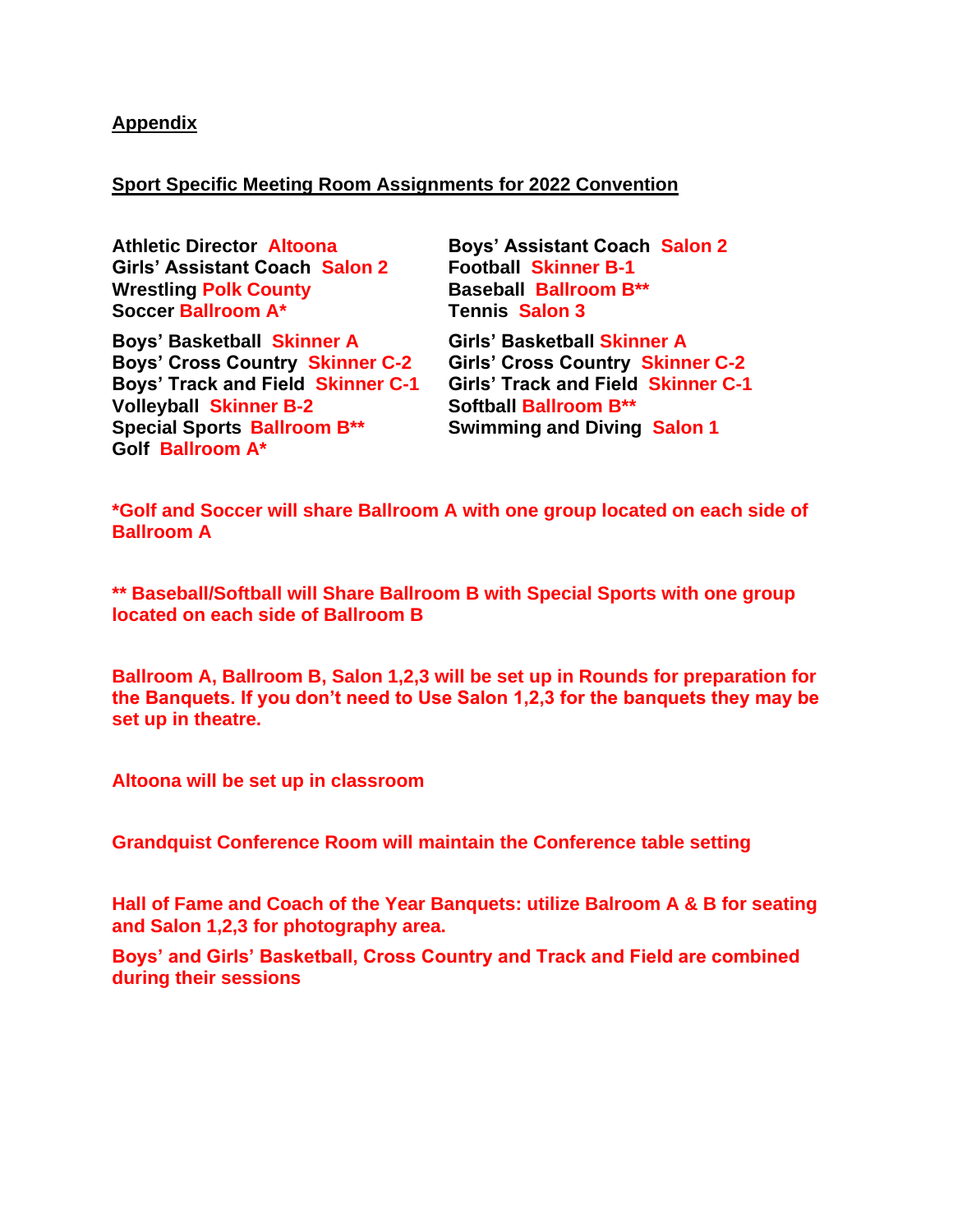**Appendix**

**Sport Specific Meeting Room Assignments for 2022 Convention**

**Athletic Director** **Altoona**
**Girls' Assistant Coach** **Salon 2**
**Wrestling** **Polk County**
**Soccer** **Ballroom A***

**Boys' Assistant Coach** **Salon 2**
**Football** **Skinner B-1**
**Baseball** **Ballroom B****
**Tennis** **Salon 3**

**Boys' Basketball** **Skinner A**
**Boys' Cross Country** **Skinner C-2**
**Boys' Track and Field** **Skinner C-1**
**Volleyball** **Skinner B-2**
**Special Sports** **Ballroom B****
**Golf** **Ballroom A***

**Girls' Basketball** **Skinner A**
**Girls' Cross Country** **Skinner C-2**
**Girls' Track and Field** **Skinner C-1**
**Softball** **Ballroom B****
**Swimming and Diving** **Salon 1**

**\*Golf and Soccer will share Ballroom A with one group located on each side of Ballroom A**

**\*\* Baseball/Softball will Share Ballroom B with Special Sports with one group located on each side of Ballroom B**

**Ballroom A, Ballroom B, Salon 1,2,3 will be set up in Rounds for preparation for the Banquets. If you don't need to Use Salon 1,2,3 for the banquets they may be set up in theatre.**

**Altoona will be set up in classroom**

**Grandquist Conference Room will maintain the Conference table setting**

**Hall of Fame and Coach of the Year Banquets: utilize Balroom A & B for seating and Salon 1,2,3 for photography area.**

**Boys' and Girls' Basketball, Cross Country and Track and Field are combined during their sessions**